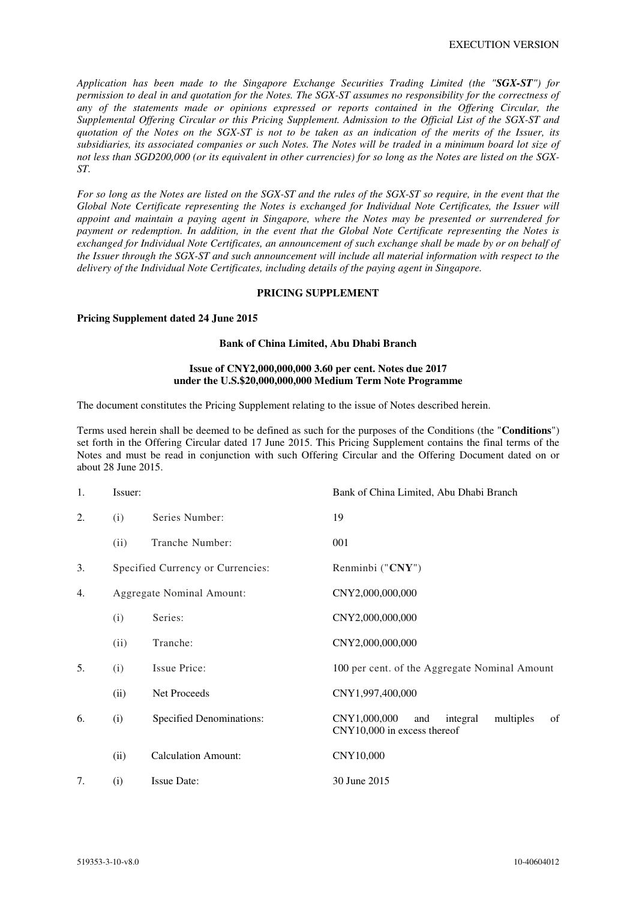EXECUTION VERSION

*Application has been made to the Singapore Exchange Securities Trading Limited (the "**SGX-ST**") for permission to deal in and quotation for the Notes. The SGX-ST assumes no responsibility for the correctness of any of the statements made or opinions expressed or reports contained in the Offering Circular, the Supplemental Offering Circular or this Pricing Supplement. Admission to the Official List of the SGX-ST and quotation of the Notes on the SGX-ST is not to be taken as an indication of the merits of the Issuer, its subsidiaries, its associated companies or such Notes. The Notes will be traded in a minimum board lot size of not less than SGD200,000 (or its equivalent in other currencies) for so long as the Notes are listed on the SGX-ST.*

*For so long as the Notes are listed on the SGX-ST and the rules of the SGX-ST so require, in the event that the Global Note Certificate representing the Notes is exchanged for Individual Note Certificates, the Issuer will appoint and maintain a paying agent in Singapore, where the Notes may be presented or surrendered for payment or redemption. In addition, in the event that the Global Note Certificate representing the Notes is exchanged for Individual Note Certificates, an announcement of such exchange shall be made by or on behalf of the Issuer through the SGX-ST and such announcement will include all material information with respect to the delivery of the Individual Note Certificates, including details of the paying agent in Singapore.*

## PRICING SUPPLEMENT

**Pricing Supplement dated 24 June 2015**

**Bank of China Limited, Abu Dhabi Branch**

**Issue of CNY2,000,000,000 3.60 per cent. Notes due 2017**
**under the U.S.$20,000,000,000 Medium Term Note Programme**

The document constitutes the Pricing Supplement relating to the issue of Notes described herein.

Terms used herein shall be deemed to be defined as such for the purposes of the Conditions (the "**Conditions**") set forth in the Offering Circular dated 17 June 2015. This Pricing Supplement contains the final terms of the Notes and must be read in conjunction with such Offering Circular and the Offering Document dated on or about 28 June 2015.

| | | | |
|---|---|---|---|
| 1. | Issuer: | | Bank of China Limited, Abu Dhabi Branch |
| 2. | (i) | Series Number: | 19 |
| | (ii) | Tranche Number: | 001 |
| 3. | Specified Currency or Currencies: | | Renminbi ("**CNY**") |
| 4. | Aggregate Nominal Amount: | | CNY2,000,000,000 |
| | (i) | Series: | CNY2,000,000,000 |
| | (ii) | Tranche: | CNY2,000,000,000 |
| 5. | (i) | Issue Price: | 100 per cent. of the Aggregate Nominal Amount |
| | (ii) | Net Proceeds | CNY1,997,400,000 |
| 6. | (i) | Specified Denominations: | CNY1,000,000 and integral multiples of CNY10,000 in excess thereof |
| | (ii) | Calculation Amount: | CNY10,000 |
| 7. | (i) | Issue Date: | 30 June 2015 |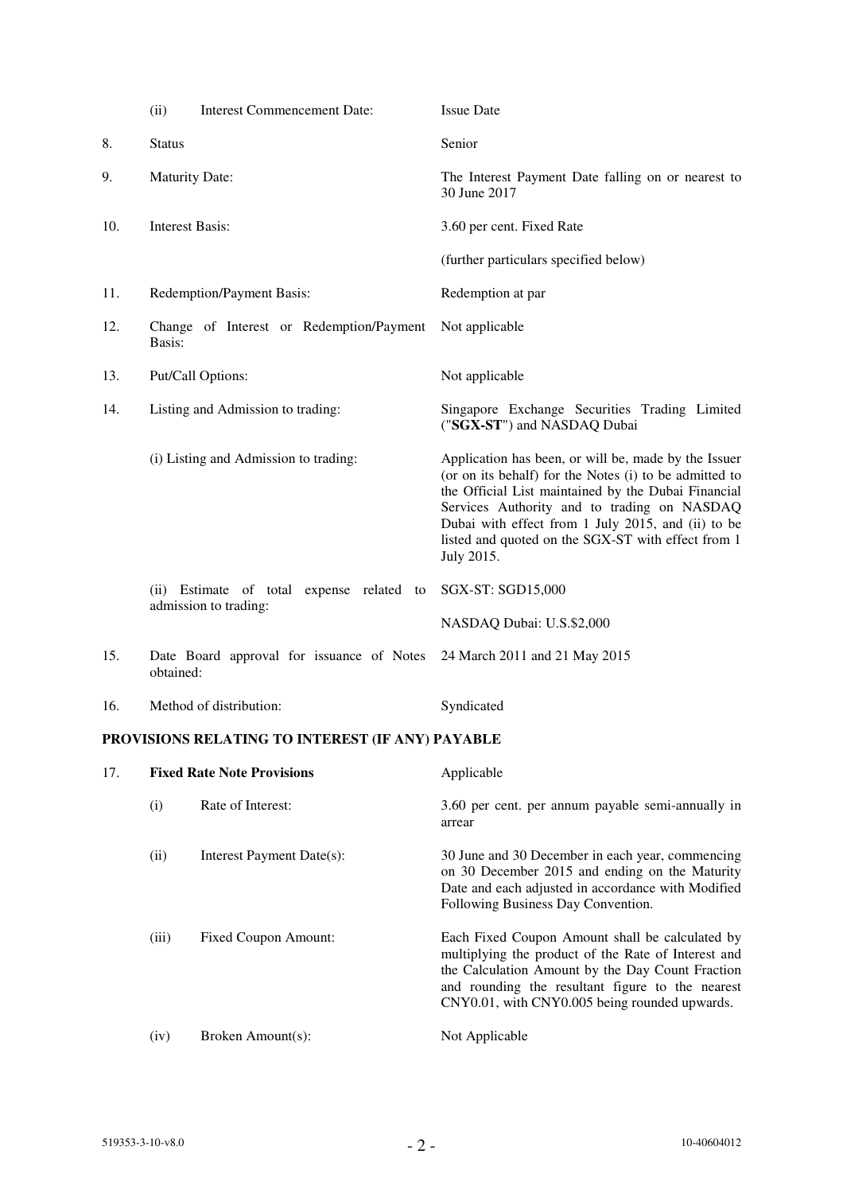| | | |
|---|---|---|
| | (ii) Interest Commencement Date: | Issue Date |
| 8. | Status | Senior |
| 9. | Maturity Date: | The Interest Payment Date falling on or nearest to 30 June 2017 |
| 10. | Interest Basis: | 3.60 per cent. Fixed Rate |
| | | (further particulars specified below) |
| 11. | Redemption/Payment Basis: | Redemption at par |
| 12. | Change of Interest or Redemption/Payment Basis: | Not applicable |
| 13. | Put/Call Options: | Not applicable |
| 14. | Listing and Admission to trading: | Singapore Exchange Securities Trading Limited ("**SGX-ST**") and NASDAQ Dubai |
| | (i) Listing and Admission to trading: | Application has been, or will be, made by the Issuer (or on its behalf) for the Notes (i) to be admitted to the Official List maintained by the Dubai Financial Services Authority and to trading on NASDAQ Dubai with effect from 1 July 2015, and (ii) to be listed and quoted on the SGX-ST with effect from 1 July 2015. |
| | (ii) Estimate of total expense related to admission to trading: | SGX-ST: SGD15,000 |
| | | NASDAQ Dubai: U.S.$2,000 |
| 15. | Date Board approval for issuance of Notes obtained: | 24 March 2011 and 21 May 2015 |
| 16. | Method of distribution: | Syndicated |

**PROVISIONS RELATING TO INTEREST (IF ANY) PAYABLE**

| | | |
|---|---|---|
| 17. | **Fixed Rate Note Provisions** | Applicable |
| | (i) Rate of Interest: | 3.60 per cent. per annum payable semi-annually in arrear |
| | (ii) Interest Payment Date(s): | 30 June and 30 December in each year, commencing on 30 December 2015 and ending on the Maturity Date and each adjusted in accordance with Modified Following Business Day Convention. |
| | (iii) Fixed Coupon Amount: | Each Fixed Coupon Amount shall be calculated by multiplying the product of the Rate of Interest and the Calculation Amount by the Day Count Fraction and rounding the resultant figure to the nearest CNY0.01, with CNY0.005 being rounded upwards. |
| | (iv) Broken Amount(s): | Not Applicable |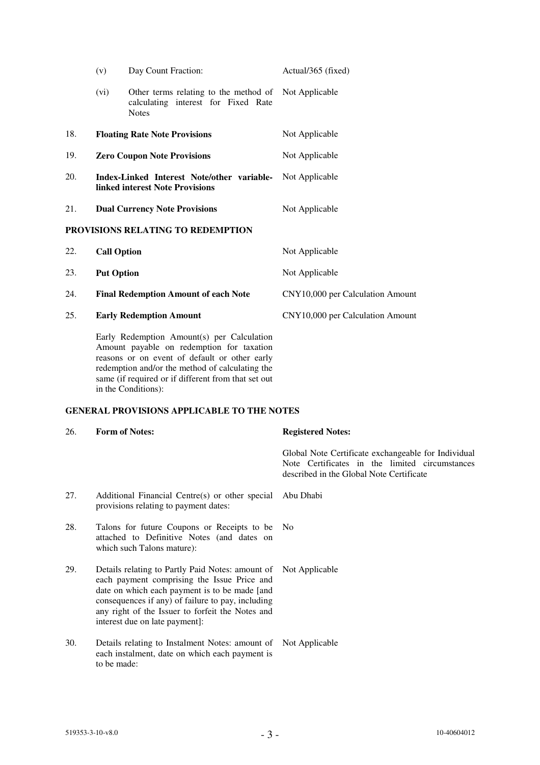| | | | |
|---|---|---|---|
| | (v) | Day Count Fraction: | Actual/365 (fixed) |
| | (vi) | Other terms relating to the method of calculating interest for Fixed Rate Notes | Not Applicable |
| 18. | **Floating Rate Note Provisions** | | Not Applicable |
| 19. | **Zero Coupon Note Provisions** | | Not Applicable |
| 20. | **Index-Linked Interest Note/other variable-linked interest Note Provisions** | | Not Applicable |
| 21. | **Dual Currency Note Provisions** | | Not Applicable |

**PROVISIONS RELATING TO REDEMPTION**

| | | |
|---|---|---|
| 22. | **Call Option** | Not Applicable |
| 23. | **Put Option** | Not Applicable |
| 24. | **Final Redemption Amount of each Note** | CNY10,000 per Calculation Amount |
| 25. | **Early Redemption Amount** | CNY10,000 per Calculation Amount |
| | Early Redemption Amount(s) per Calculation Amount payable on redemption for taxation reasons or on event of default or other early redemption and/or the method of calculating the same (if required or if different from that set out in the Conditions): | |

**GENERAL PROVISIONS APPLICABLE TO THE NOTES**

| | | |
|---|---|---|
| 26. | **Form of Notes:** | **Registered Notes:** |
| | | Global Note Certificate exchangeable for Individual Note Certificates in the limited circumstances described in the Global Note Certificate |
| 27. | Additional Financial Centre(s) or other special provisions relating to payment dates: | Abu Dhabi |
| 28. | Talons for future Coupons or Receipts to be attached to Definitive Notes (and dates on which such Talons mature): | No |
| 29. | Details relating to Partly Paid Notes: amount of each payment comprising the Issue Price and date on which each payment is to be made [and consequences if any) of failure to pay, including any right of the Issuer to forfeit the Notes and interest due on late payment]: | Not Applicable |
| 30. | Details relating to Instalment Notes: amount of each instalment, date on which each payment is to be made: | Not Applicable |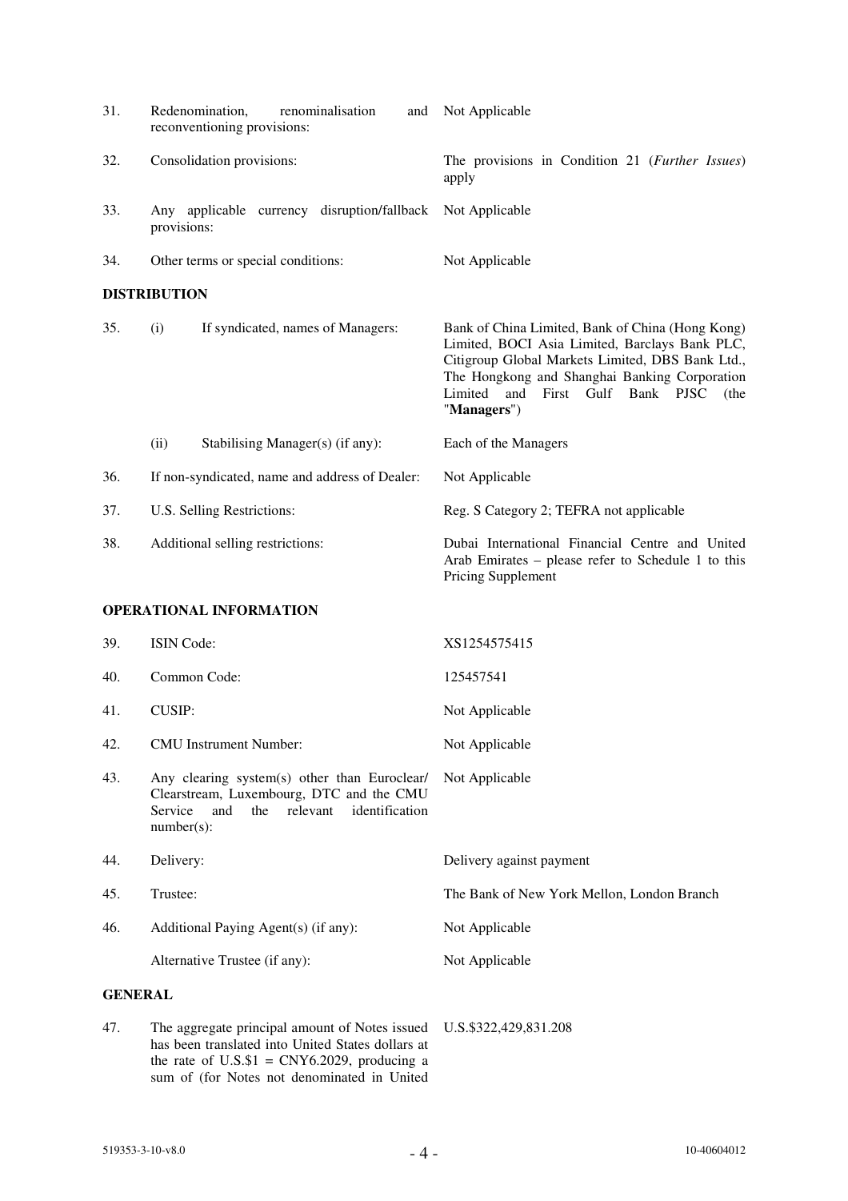| | | |
|---|---|---|
| 31. | Redenomination, renominalisation and reconventioning provisions: | Not Applicable |
| 32. | Consolidation provisions: | The provisions in Condition 21 (*Further Issues*) apply |
| 33. | Any applicable currency disruption/fallback provisions: | Not Applicable |
| 34. | Other terms or special conditions: | Not Applicable |

**DISTRIBUTION**

| | | |
|---|---|---|
| 35. | (i) If syndicated, names of Managers: | Bank of China Limited, Bank of China (Hong Kong) Limited, BOCI Asia Limited, Barclays Bank PLC, Citigroup Global Markets Limited, DBS Bank Ltd., The Hongkong and Shanghai Banking Corporation Limited and First Gulf Bank PJSC (the "**Managers**") |
| | (ii) Stabilising Manager(s) (if any): | Each of the Managers |
| 36. | If non-syndicated, name and address of Dealer: | Not Applicable |
| 37. | U.S. Selling Restrictions: | Reg. S Category 2; TEFRA not applicable |
| 38. | Additional selling restrictions: | Dubai International Financial Centre and United Arab Emirates – please refer to Schedule 1 to this Pricing Supplement |

**OPERATIONAL INFORMATION**

| | | |
|---|---|---|
| 39. | ISIN Code: | XS1254575415 |
| 40. | Common Code: | 125457541 |
| 41. | CUSIP: | Not Applicable |
| 42. | CMU Instrument Number: | Not Applicable |
| 43. | Any clearing system(s) other than Euroclear/ Clearstream, Luxembourg, DTC and the CMU Service and the relevant identification number(s): | Not Applicable |
| 44. | Delivery: | Delivery against payment |
| 45. | Trustee: | The Bank of New York Mellon, London Branch |
| 46. | Additional Paying Agent(s) (if any): | Not Applicable |
| | Alternative Trustee (if any): | Not Applicable |

**GENERAL**

| | | |
|---|---|---|
| 47. | The aggregate principal amount of Notes issued has been translated into United States dollars at the rate of U.S.$1 = CNY6.2029, producing a sum of (for Notes not denominated in United | U.S.$322,429,831.208 |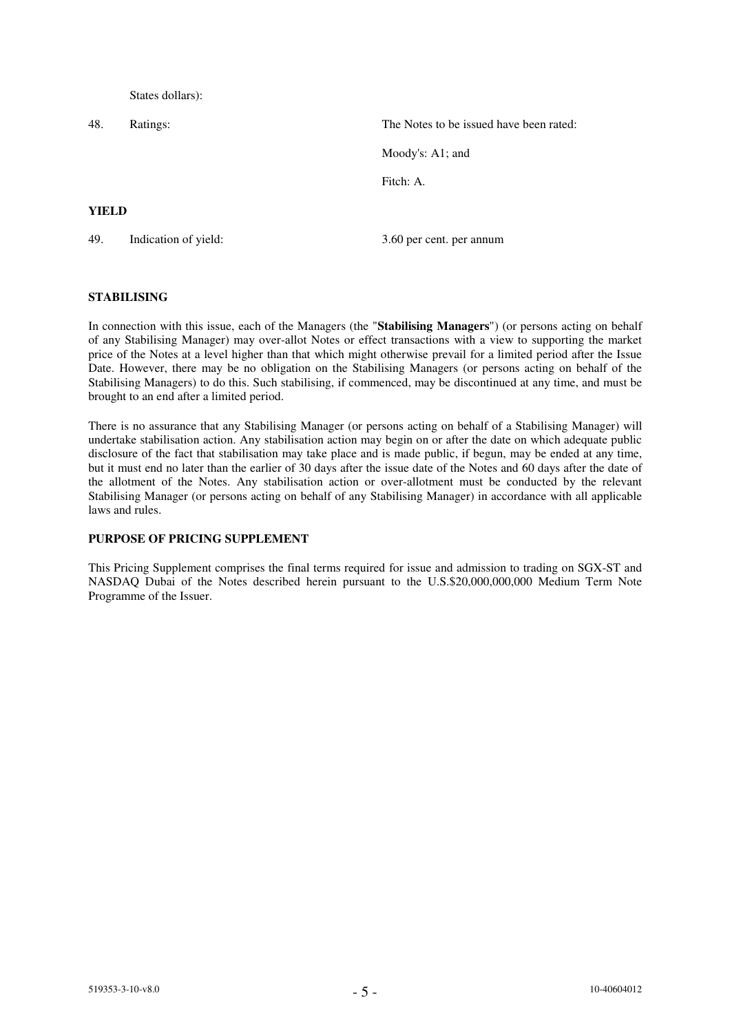States dollars):

| | | |
|---|---|---|
| 48. | Ratings: | The Notes to be issued have been rated:<br><br>Moody's: A1; and<br><br>Fitch: A. |

**YIELD**

| | | |
|---|---|---|
| 49. | Indication of yield: | 3.60 per cent. per annum |

**STABILISING**

In connection with this issue, each of the Managers (the "**Stabilising Managers**") (or persons acting on behalf of any Stabilising Manager) may over-allot Notes or effect transactions with a view to supporting the market price of the Notes at a level higher than that which might otherwise prevail for a limited period after the Issue Date. However, there may be no obligation on the Stabilising Managers (or persons acting on behalf of the Stabilising Managers) to do this. Such stabilising, if commenced, may be discontinued at any time, and must be brought to an end after a limited period.

There is no assurance that any Stabilising Manager (or persons acting on behalf of a Stabilising Manager) will undertake stabilisation action. Any stabilisation action may begin on or after the date on which adequate public disclosure of the fact that stabilisation may take place and is made public, if begun, may be ended at any time, but it must end no later than the earlier of 30 days after the issue date of the Notes and 60 days after the date of the allotment of the Notes. Any stabilisation action or over-allotment must be conducted by the relevant Stabilising Manager (or persons acting on behalf of any Stabilising Manager) in accordance with all applicable laws and rules.

**PURPOSE OF PRICING SUPPLEMENT**

This Pricing Supplement comprises the final terms required for issue and admission to trading on SGX-ST and NASDAQ Dubai of the Notes described herein pursuant to the U.S.$20,000,000,000 Medium Term Note Programme of the Issuer.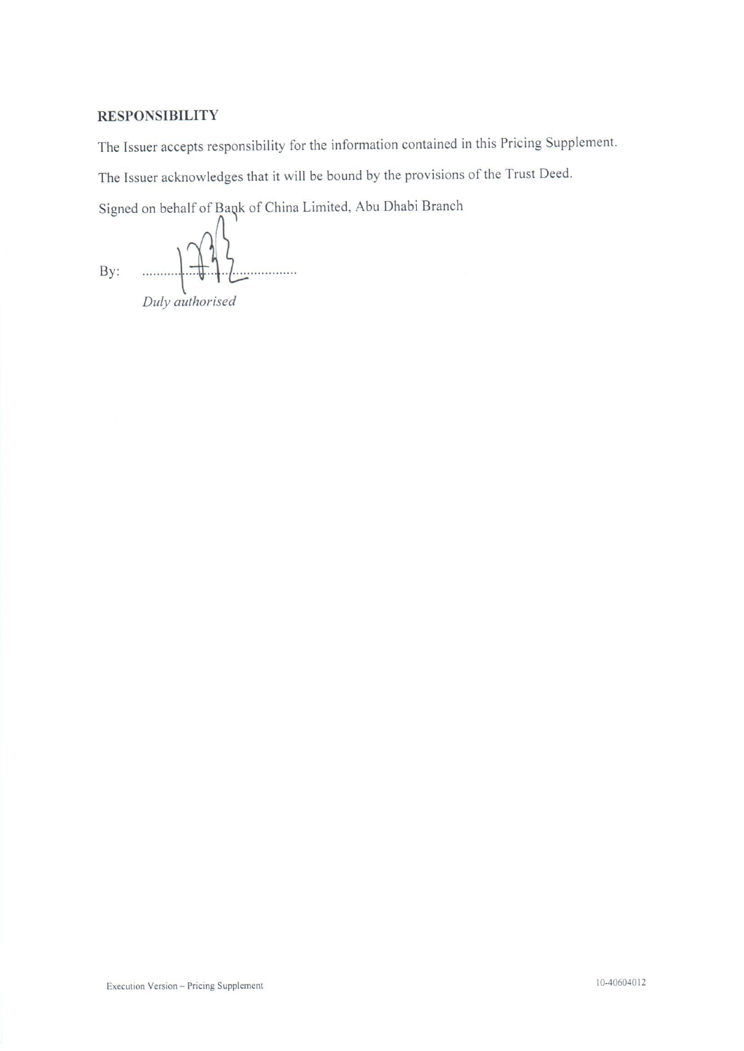## RESPONSIBILITY

The Issuer accepts responsibility for the information contained in this Pricing Supplement.

The Issuer acknowledges that it will be bound by the provisions of the Trust Deed.

Signed on behalf of Bank of China Limited, Abu Dhabi Branch

By: ....................................

*Duly authorised*

Execution Version – Pricing Supplement

10-40604012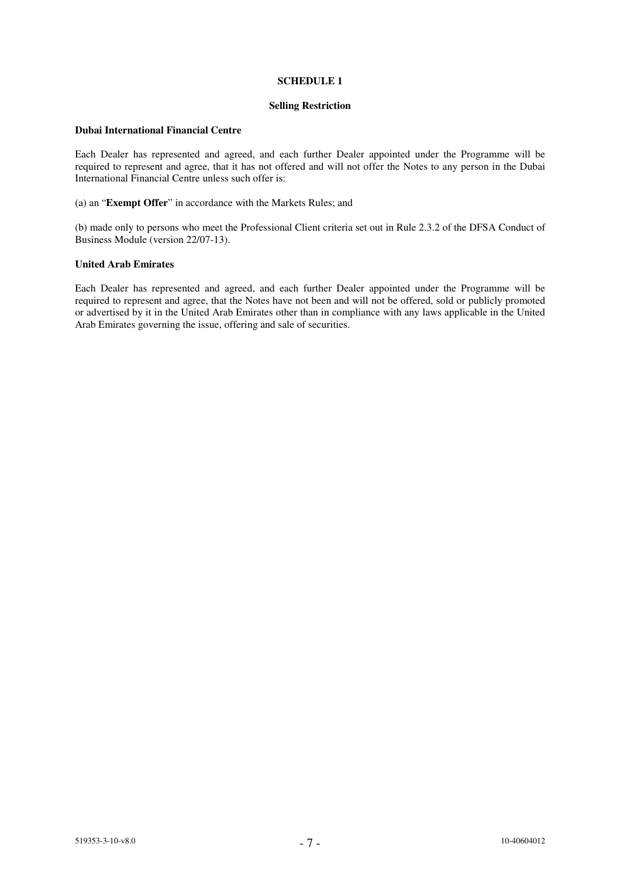# SCHEDULE 1

## Selling Restriction

### Dubai International Financial Centre

Each Dealer has represented and agreed, and each further Dealer appointed under the Programme will be required to represent and agree, that it has not offered and will not offer the Notes to any person in the Dubai International Financial Centre unless such offer is:

(a) an "**Exempt Offer**" in accordance with the Markets Rules; and

(b) made only to persons who meet the Professional Client criteria set out in Rule 2.3.2 of the DFSA Conduct of Business Module (version 22/07-13).

### United Arab Emirates

Each Dealer has represented and agreed, and each further Dealer appointed under the Programme will be required to represent and agree, that the Notes have not been and will not be offered, sold or publicly promoted or advertised by it in the United Arab Emirates other than in compliance with any laws applicable in the United Arab Emirates governing the issue, offering and sale of securities.